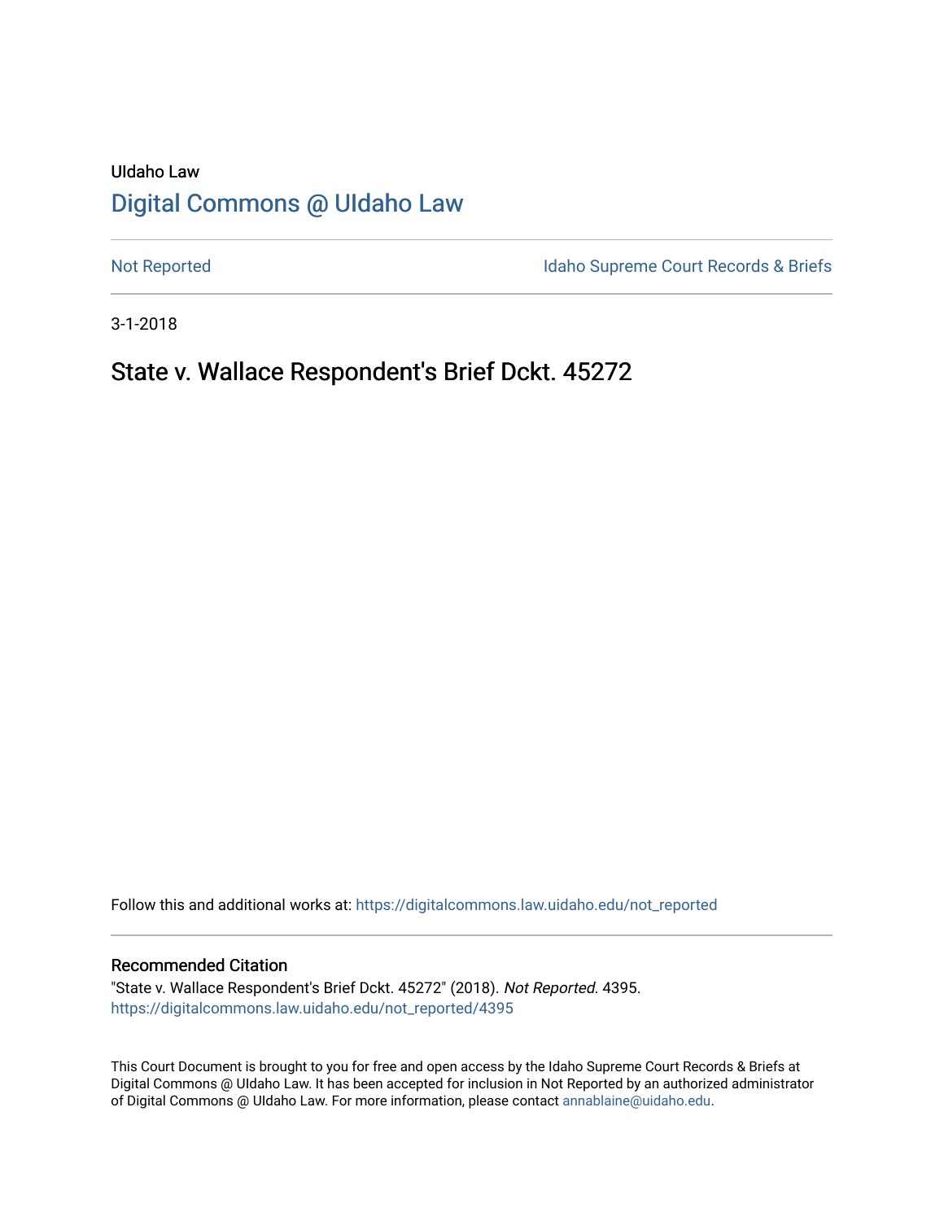UIdaho Law

# Digital Commons @ UIdaho Law

Not Reported

Idaho Supreme Court Records & Briefs

3-1-2018

## State v. Wallace Respondent's Brief Dckt. 45272

Follow this and additional works at: https://digitalcommons.law.uidaho.edu/not_reported

### Recommended Citation

"State v. Wallace Respondent's Brief Dckt. 45272" (2018). *Not Reported*. 4395.
https://digitalcommons.law.uidaho.edu/not_reported/4395

This Court Document is brought to you for free and open access by the Idaho Supreme Court Records & Briefs at Digital Commons @ UIdaho Law. It has been accepted for inclusion in Not Reported by an authorized administrator of Digital Commons @ UIdaho Law. For more information, please contact annablaine@uidaho.edu.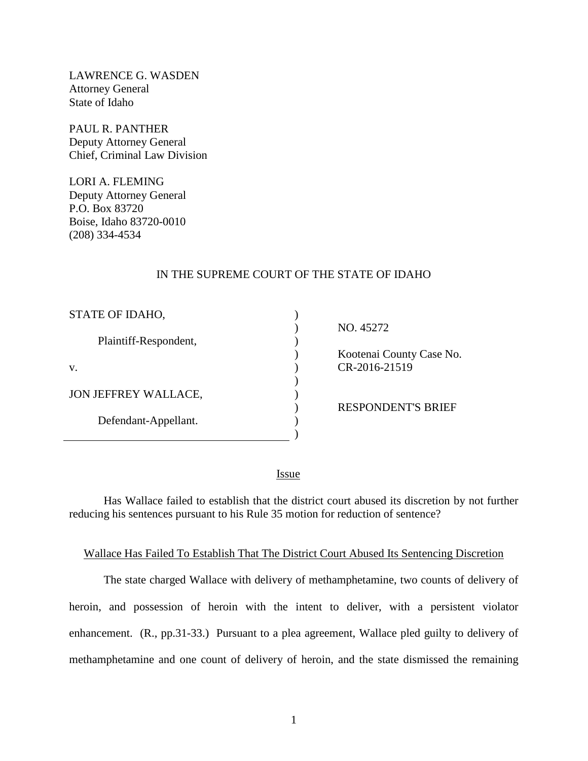LAWRENCE G. WASDEN
Attorney General
State of Idaho

PAUL R. PANTHER
Deputy Attorney General
Chief, Criminal Law Division

LORI A. FLEMING
Deputy Attorney General
P.O. Box 83720
Boise, Idaho 83720-0010
(208) 334-4534

IN THE SUPREME COURT OF THE STATE OF IDAHO

| | | |
|---|---|---|
| STATE OF IDAHO, | ) | |
| | ) | NO. 45272 |
| Plaintiff-Respondent, | ) | |
| | ) | Kootenai County Case No. |
| v. | ) | CR-2016-21519 |
| | ) | |
| JON JEFFREY WALLACE, | ) | |
| | ) | RESPONDENT'S BRIEF |
| Defendant-Appellant. | ) | |
| | ) | |

## Issue

Has Wallace failed to establish that the district court abused its discretion by not further reducing his sentences pursuant to his Rule 35 motion for reduction of sentence?

## Wallace Has Failed To Establish That The District Court Abused Its Sentencing Discretion

The state charged Wallace with delivery of methamphetamine, two counts of delivery of heroin, and possession of heroin with the intent to deliver, with a persistent violator enhancement. (R., pp.31-33.) Pursuant to a plea agreement, Wallace pled guilty to delivery of methamphetamine and one count of delivery of heroin, and the state dismissed the remaining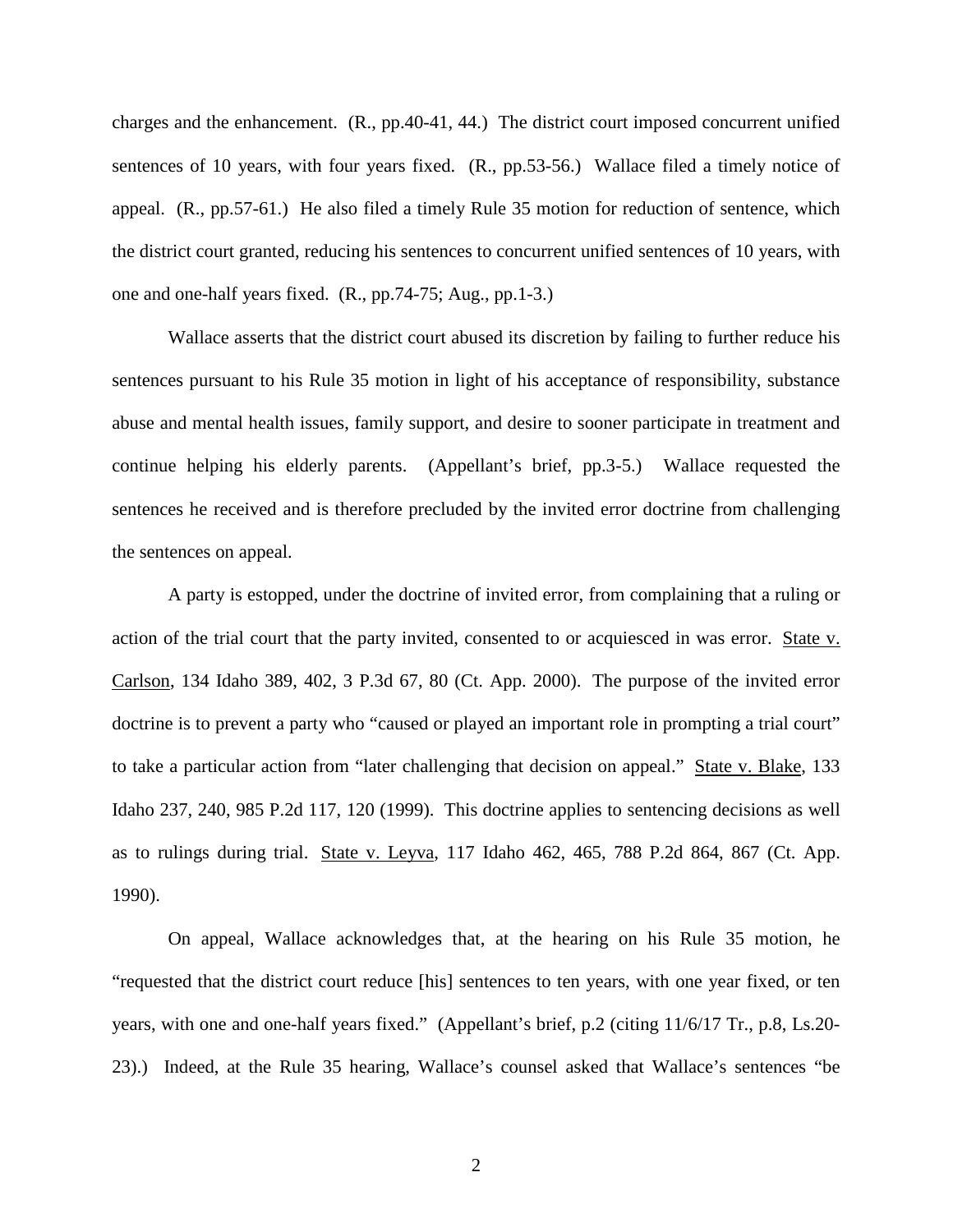charges and the enhancement. (R., pp.40-41, 44.) The district court imposed concurrent unified sentences of 10 years, with four years fixed. (R., pp.53-56.) Wallace filed a timely notice of appeal. (R., pp.57-61.) He also filed a timely Rule 35 motion for reduction of sentence, which the district court granted, reducing his sentences to concurrent unified sentences of 10 years, with one and one-half years fixed. (R., pp.74-75; Aug., pp.1-3.)

Wallace asserts that the district court abused its discretion by failing to further reduce his sentences pursuant to his Rule 35 motion in light of his acceptance of responsibility, substance abuse and mental health issues, family support, and desire to sooner participate in treatment and continue helping his elderly parents. (Appellant's brief, pp.3-5.) Wallace requested the sentences he received and is therefore precluded by the invited error doctrine from challenging the sentences on appeal.

A party is estopped, under the doctrine of invited error, from complaining that a ruling or action of the trial court that the party invited, consented to or acquiesced in was error. State v. Carlson, 134 Idaho 389, 402, 3 P.3d 67, 80 (Ct. App. 2000). The purpose of the invited error doctrine is to prevent a party who "caused or played an important role in prompting a trial court" to take a particular action from "later challenging that decision on appeal." State v. Blake, 133 Idaho 237, 240, 985 P.2d 117, 120 (1999). This doctrine applies to sentencing decisions as well as to rulings during trial. State v. Leyva, 117 Idaho 462, 465, 788 P.2d 864, 867 (Ct. App. 1990).

On appeal, Wallace acknowledges that, at the hearing on his Rule 35 motion, he "requested that the district court reduce [his] sentences to ten years, with one year fixed, or ten years, with one and one-half years fixed." (Appellant's brief, p.2 (citing 11/6/17 Tr., p.8, Ls.20-23).) Indeed, at the Rule 35 hearing, Wallace's counsel asked that Wallace's sentences "be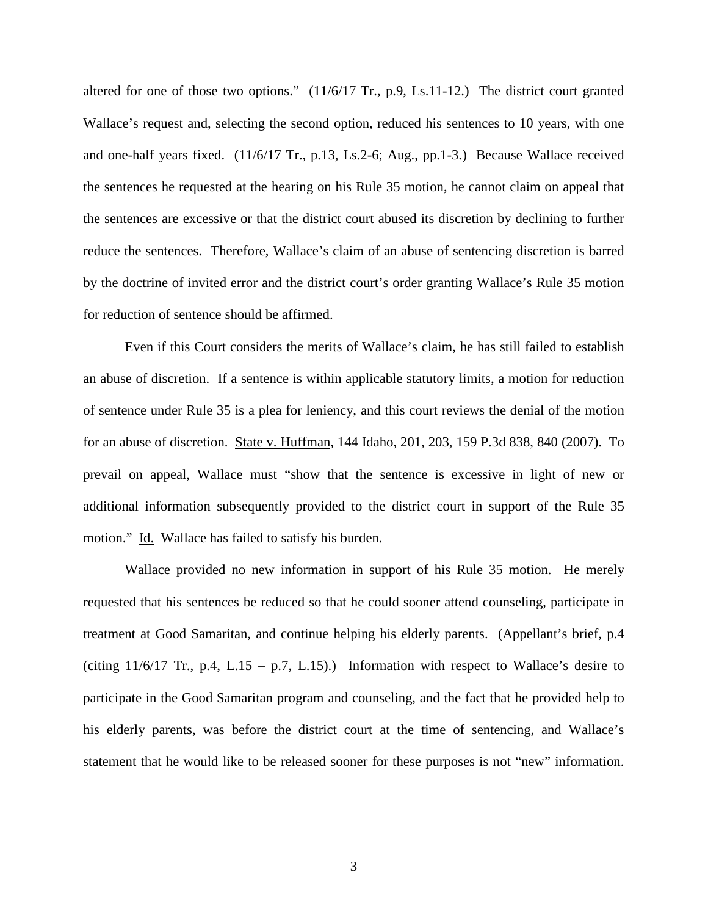altered for one of those two options." (11/6/17 Tr., p.9, Ls.11-12.) The district court granted Wallace's request and, selecting the second option, reduced his sentences to 10 years, with one and one-half years fixed. (11/6/17 Tr., p.13, Ls.2-6; Aug., pp.1-3.) Because Wallace received the sentences he requested at the hearing on his Rule 35 motion, he cannot claim on appeal that the sentences are excessive or that the district court abused its discretion by declining to further reduce the sentences. Therefore, Wallace's claim of an abuse of sentencing discretion is barred by the doctrine of invited error and the district court's order granting Wallace's Rule 35 motion for reduction of sentence should be affirmed.

Even if this Court considers the merits of Wallace's claim, he has still failed to establish an abuse of discretion. If a sentence is within applicable statutory limits, a motion for reduction of sentence under Rule 35 is a plea for leniency, and this court reviews the denial of the motion for an abuse of discretion. State v. Huffman, 144 Idaho, 201, 203, 159 P.3d 838, 840 (2007). To prevail on appeal, Wallace must "show that the sentence is excessive in light of new or additional information subsequently provided to the district court in support of the Rule 35 motion." Id. Wallace has failed to satisfy his burden.

Wallace provided no new information in support of his Rule 35 motion. He merely requested that his sentences be reduced so that he could sooner attend counseling, participate in treatment at Good Samaritan, and continue helping his elderly parents. (Appellant's brief, p.4 (citing 11/6/17 Tr., p.4, L.15 – p.7, L.15).) Information with respect to Wallace's desire to participate in the Good Samaritan program and counseling, and the fact that he provided help to his elderly parents, was before the district court at the time of sentencing, and Wallace's statement that he would like to be released sooner for these purposes is not "new" information.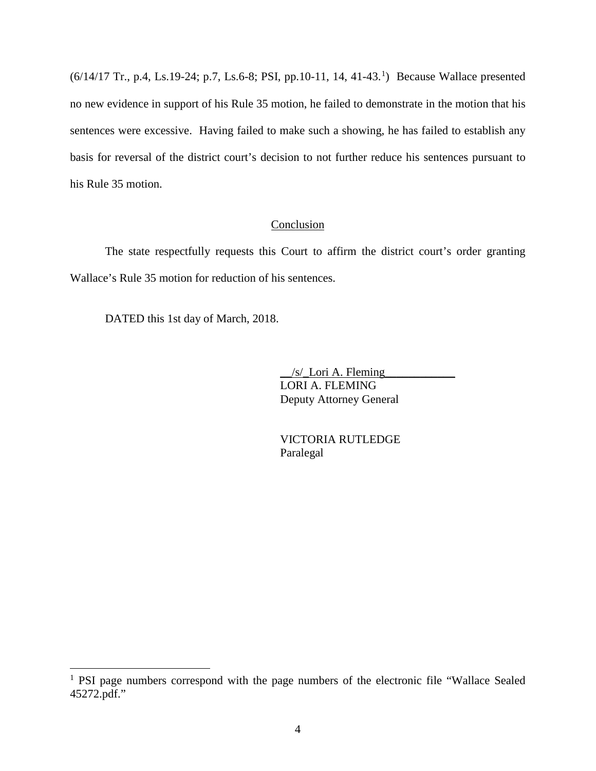(6/14/17 Tr., p.4, Ls.19-24; p.7, Ls.6-8; PSI, pp.10-11, 14, 41-43.[1]) Because Wallace presented no new evidence in support of his Rule 35 motion, he failed to demonstrate in the motion that his sentences were excessive. Having failed to make such a showing, he has failed to establish any basis for reversal of the district court's decision to not further reduce his sentences pursuant to his Rule 35 motion.

## Conclusion

The state respectfully requests this Court to affirm the district court's order granting Wallace's Rule 35 motion for reduction of his sentences.

DATED this 1st day of March, 2018.

__/s/_Lori A. Fleming____________
LORI A. FLEMING
Deputy Attorney General

VICTORIA RUTLEDGE
Paralegal

---

[1] PSI page numbers correspond with the page numbers of the electronic file "Wallace Sealed 45272.pdf."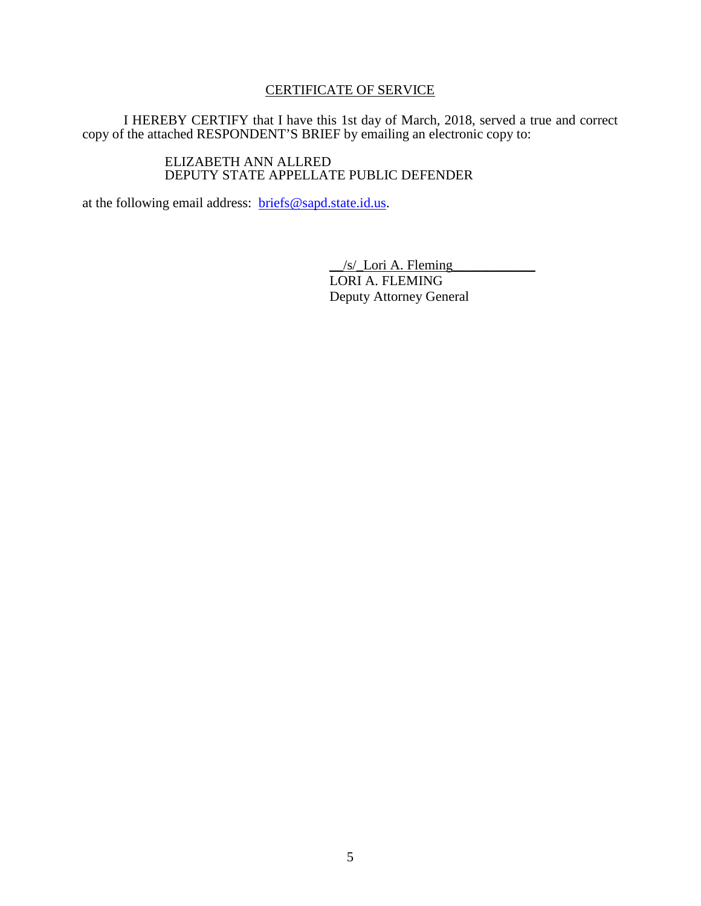## CERTIFICATE OF SERVICE

I HEREBY CERTIFY that I have this 1st day of March, 2018, served a true and correct copy of the attached RESPONDENT'S BRIEF by emailing an electronic copy to:

ELIZABETH ANN ALLRED
DEPUTY STATE APPELLATE PUBLIC DEFENDER

at the following email address: briefs@sapd.state.id.us.

/s/ Lori A. Fleming
LORI A. FLEMING
Deputy Attorney General